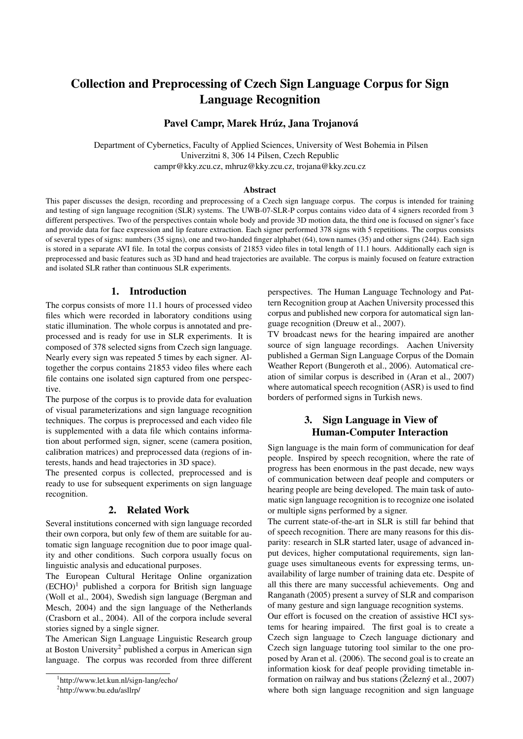# Collection and Preprocessing of Czech Sign Language Corpus for Sign Language Recognition

**Pavel Campr, Marek Hrúz, Jana Trojanová**

Department of Cybernetics, Faculty of Applied Sciences, University of West Bohemia in Pilsen
Univerzitni 8, 306 14 Pilsen, Czech Republic
campr@kky.zcu.cz, mhruz@kky.zcu.cz, trojana@kky.zcu.cz

**Abstract**

This paper discusses the design, recording and preprocessing of a Czech sign language corpus. The corpus is intended for training and testing of sign language recognition (SLR) systems. The UWB-07-SLR-P corpus contains video data of 4 signers recorded from 3 different perspectives. Two of the perspectives contain whole body and provide 3D motion data, the third one is focused on signer's face and provide data for face expression and lip feature extraction. Each signer performed 378 signs with 5 repetitions. The corpus consists of several types of signs: numbers (35 signs), one and two-handed finger alphabet (64), town names (35) and other signs (244). Each sign is stored in a separate AVI file. In total the corpus consists of 21853 video files in total length of 11.1 hours. Additionally each sign is preprocessed and basic features such as 3D hand and head trajectories are available. The corpus is mainly focused on feature extraction and isolated SLR rather than continuous SLR experiments.

## 1. Introduction

The corpus consists of more 11.1 hours of processed video files which were recorded in laboratory conditions using static illumination. The whole corpus is annotated and preprocessed and is ready for use in SLR experiments. It is composed of 378 selected signs from Czech sign language. Nearly every sign was repeated 5 times by each signer. Altogether the corpus contains 21853 video files where each file contains one isolated sign captured from one perspective.

The purpose of the corpus is to provide data for evaluation of visual parameterizations and sign language recognition techniques. The corpus is preprocessed and each video file is supplemented with a data file which contains information about performed sign, signer, scene (camera position, calibration matrices) and preprocessed data (regions of interests, hands and head trajectories in 3D space).

The presented corpus is collected, preprocessed and is ready to use for subsequent experiments on sign language recognition.

## 2. Related Work

Several institutions concerned with sign language recorded their own corpora, but only few of them are suitable for automatic sign language recognition due to poor image quality and other conditions. Such corpora usually focus on linguistic analysis and educational purposes.

The European Cultural Heritage Online organization (ECHO)[1] published a corpora for British sign language (Woll et al., 2004), Swedish sign language (Bergman and Mesch, 2004) and the sign language of the Netherlands (Crasborn et al., 2004). All of the corpora include several stories signed by a single signer.

The American Sign Language Linguistic Research group at Boston University[2] published a corpus in American sign language. The corpus was recorded from three different perspectives. The Human Language Technology and Pattern Recognition group at Aachen University processed this corpus and published new corpora for automatical sign language recognition (Dreuw et al., 2007).

TV broadcast news for the hearing impaired are another source of sign language recordings. Aachen University published a German Sign Language Corpus of the Domain Weather Report (Bungeroth et al., 2006). Automatical creation of similar corpus is described in (Aran et al., 2007) where automatical speech recognition (ASR) is used to find borders of performed signs in Turkish news.

## 3. Sign Language in View of Human-Computer Interaction

Sign language is the main form of communication for deaf people. Inspired by speech recognition, where the rate of progress has been enormous in the past decade, new ways of communication between deaf people and computers or hearing people are being developed. The main task of automatic sign language recognition is to recognize one isolated or multiple signs performed by a signer.

The current state-of-the-art in SLR is still far behind that of speech recognition. There are many reasons for this disparity: research in SLR started later, usage of advanced input devices, higher computational requirements, sign language uses simultaneous events for expressing terms, unavailability of large number of training data etc. Despite of all this there are many successful achievements. Ong and Ranganath (2005) present a survey of SLR and comparison of many gesture and sign language recognition systems.

Our effort is focused on the creation of assistive HCI systems for hearing impaired. The first goal is to create a Czech sign language to Czech language dictionary and Czech sign language tutoring tool similar to the one proposed by Aran et al. (2006). The second goal is to create an information kiosk for deaf people providing timetable information on railway and bus stations (Železný et al., 2007) where both sign language recognition and sign language

[1] http://www.let.kun.nl/sign-lang/echo/

[2] http://www.bu.edu/asllrp/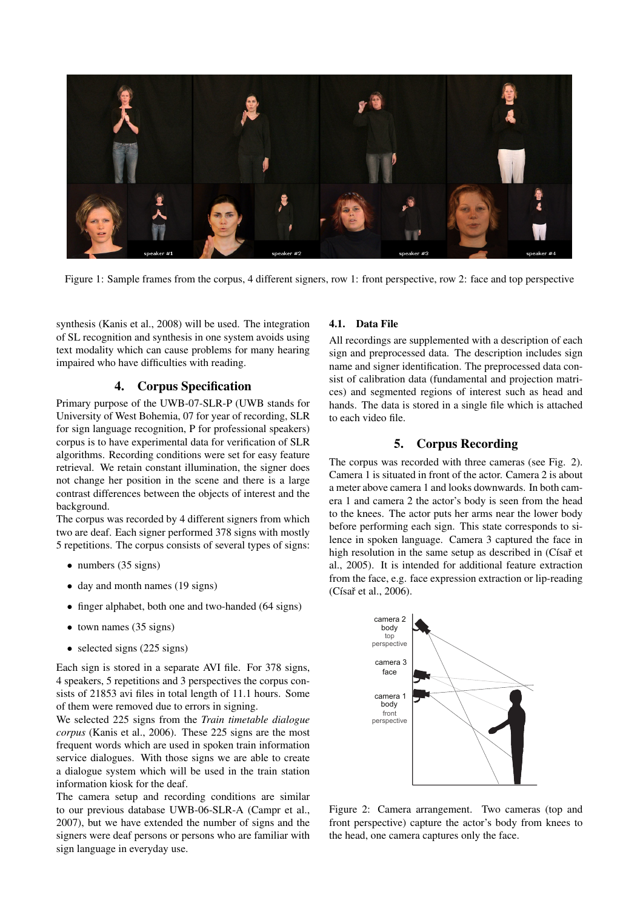Figure 1: Sample frames from the corpus, 4 different signers, row 1: front perspective, row 2: face and top perspective

synthesis (Kanis et al., 2008) will be used. The integration of SL recognition and synthesis in one system avoids using text modality which can cause problems for many hearing impaired who have difficulties with reading.

## 4. Corpus Specification

Primary purpose of the UWB-07-SLR-P (UWB stands for University of West Bohemia, 07 for year of recording, SLR for sign language recognition, P for professional speakers) corpus is to have experimental data for verification of SLR algorithms. Recording conditions were set for easy feature retrieval. We retain constant illumination, the signer does not change her position in the scene and there is a large contrast differences between the objects of interest and the background.

The corpus was recorded by 4 different signers from which two are deaf. Each signer performed 378 signs with mostly 5 repetitions. The corpus consists of several types of signs:

- numbers (35 signs)
- day and month names (19 signs)
- finger alphabet, both one and two-handed (64 signs)
- town names (35 signs)
- selected signs (225 signs)

Each sign is stored in a separate AVI file. For 378 signs, 4 speakers, 5 repetitions and 3 perspectives the corpus consists of 21853 avi files in total length of 11.1 hours. Some of them were removed due to errors in signing.

We selected 225 signs from the *Train timetable dialogue corpus* (Kanis et al., 2006). These 225 signs are the most frequent words which are used in spoken train information service dialogues. With those signs we are able to create a dialogue system which will be used in the train station information kiosk for the deaf.

The camera setup and recording conditions are similar to our previous database UWB-06-SLR-A (Campr et al., 2007), but we have extended the number of signs and the signers were deaf persons or persons who are familiar with sign language in everyday use.

### 4.1. Data File

All recordings are supplemented with a description of each sign and preprocessed data. The description includes sign name and signer identification. The preprocessed data consist of calibration data (fundamental and projection matrices) and segmented regions of interest such as head and hands. The data is stored in a single file which is attached to each video file.

## 5. Corpus Recording

The corpus was recorded with three cameras (see Fig. 2). Camera 1 is situated in front of the actor. Camera 2 is about a meter above camera 1 and looks downwards. In both camera 1 and camera 2 the actor's body is seen from the head to the knees. The actor puts her arms near the lower body before performing each sign. This state corresponds to silence in spoken language. Camera 3 captured the face in high resolution in the same setup as described in (Císař et al., 2005). It is intended for additional feature extraction from the face, e.g. face expression extraction or lip-reading (Císař et al., 2006).

Figure 2: Camera arrangement. Two cameras (top and front perspective) capture the actor's body from knees to the head, one camera captures only the face.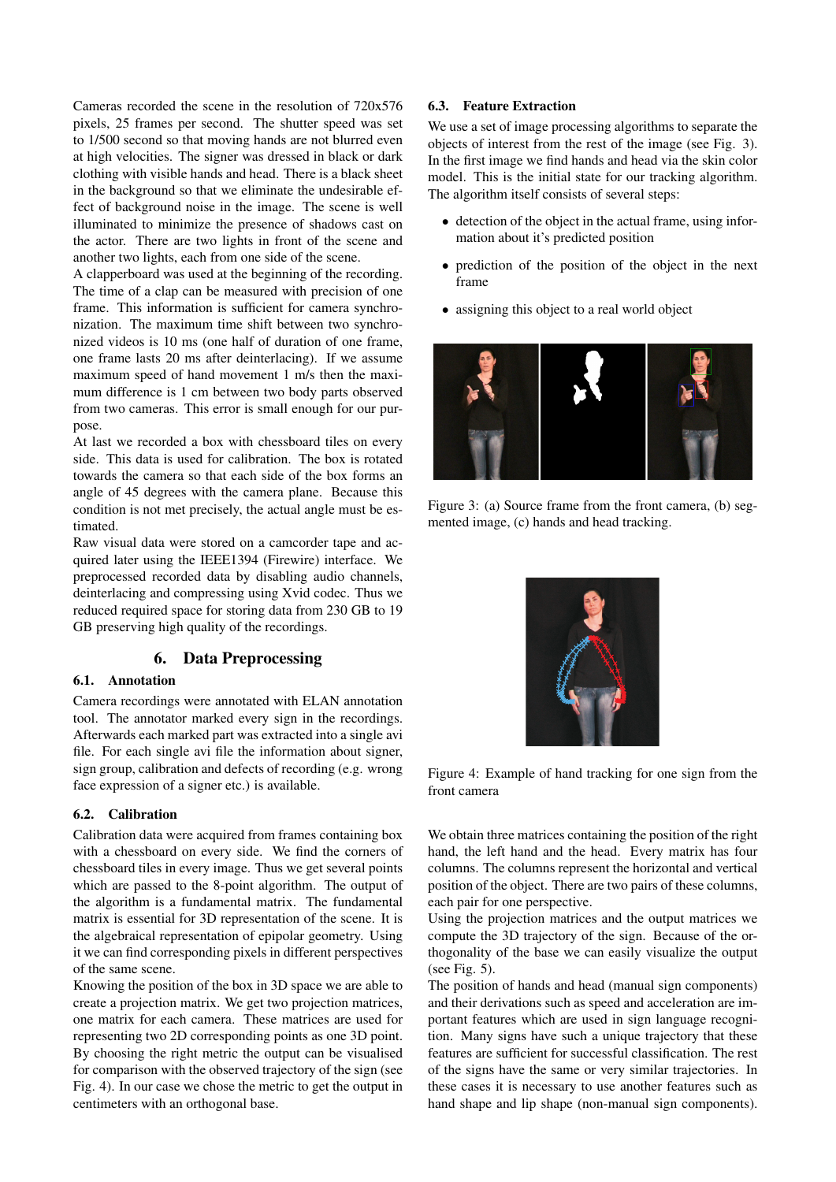Cameras recorded the scene in the resolution of 720x576 pixels, 25 frames per second. The shutter speed was set to 1/500 second so that moving hands are not blurred even at high velocities. The signer was dressed in black or dark clothing with visible hands and head. There is a black sheet in the background so that we eliminate the undesirable effect of background noise in the image. The scene is well illuminated to minimize the presence of shadows cast on the actor. There are two lights in front of the scene and another two lights, each from one side of the scene.

A clapperboard was used at the beginning of the recording. The time of a clap can be measured with precision of one frame. This information is sufficient for camera synchronization. The maximum time shift between two synchronized videos is 10 ms (one half of duration of one frame, one frame lasts 20 ms after deinterlacing). If we assume maximum speed of hand movement 1 m/s then the maximum difference is 1 cm between two body parts observed from two cameras. This error is small enough for our purpose.

At last we recorded a box with chessboard tiles on every side. This data is used for calibration. The box is rotated towards the camera so that each side of the box forms an angle of 45 degrees with the camera plane. Because this condition is not met precisely, the actual angle must be estimated.

Raw visual data were stored on a camcorder tape and acquired later using the IEEE1394 (Firewire) interface. We preprocessed recorded data by disabling audio channels, deinterlacing and compressing using Xvid codec. Thus we reduced required space for storing data from 230 GB to 19 GB preserving high quality of the recordings.

## 6. Data Preprocessing

### 6.1. Annotation

Camera recordings were annotated with ELAN annotation tool. The annotator marked every sign in the recordings. Afterwards each marked part was extracted into a single avi file. For each single avi file the information about signer, sign group, calibration and defects of recording (e.g. wrong face expression of a signer etc.) is available.

### 6.2. Calibration

Calibration data were acquired from frames containing box with a chessboard on every side. We find the corners of chessboard tiles in every image. Thus we get several points which are passed to the 8-point algorithm. The output of the algorithm is a fundamental matrix. The fundamental matrix is essential for 3D representation of the scene. It is the algebraical representation of epipolar geometry. Using it we can find corresponding pixels in different perspectives of the same scene.

Knowing the position of the box in 3D space we are able to create a projection matrix. We get two projection matrices, one matrix for each camera. These matrices are used for representing two 2D corresponding points as one 3D point. By choosing the right metric the output can be visualised for comparison with the observed trajectory of the sign (see Fig. 4). In our case we chose the metric to get the output in centimeters with an orthogonal base.

### 6.3. Feature Extraction

We use a set of image processing algorithms to separate the objects of interest from the rest of the image (see Fig. 3). In the first image we find hands and head via the skin color model. This is the initial state for our tracking algorithm. The algorithm itself consists of several steps:

- detection of the object in the actual frame, using information about it's predicted position
- prediction of the position of the object in the next frame
- assigning this object to a real world object

Figure 3: (a) Source frame from the front camera, (b) segmented image, (c) hands and head tracking.

Figure 4: Example of hand tracking for one sign from the front camera

We obtain three matrices containing the position of the right hand, the left hand and the head. Every matrix has four columns. The columns represent the horizontal and vertical position of the object. There are two pairs of these columns, each pair for one perspective.

Using the projection matrices and the output matrices we compute the 3D trajectory of the sign. Because of the orthogonality of the base we can easily visualize the output (see Fig. 5).

The position of hands and head (manual sign components) and their derivations such as speed and acceleration are important features which are used in sign language recognition. Many signs have such a unique trajectory that these features are sufficient for successful classification. The rest of the signs have the same or very similar trajectories. In these cases it is necessary to use another features such as hand shape and lip shape (non-manual sign components).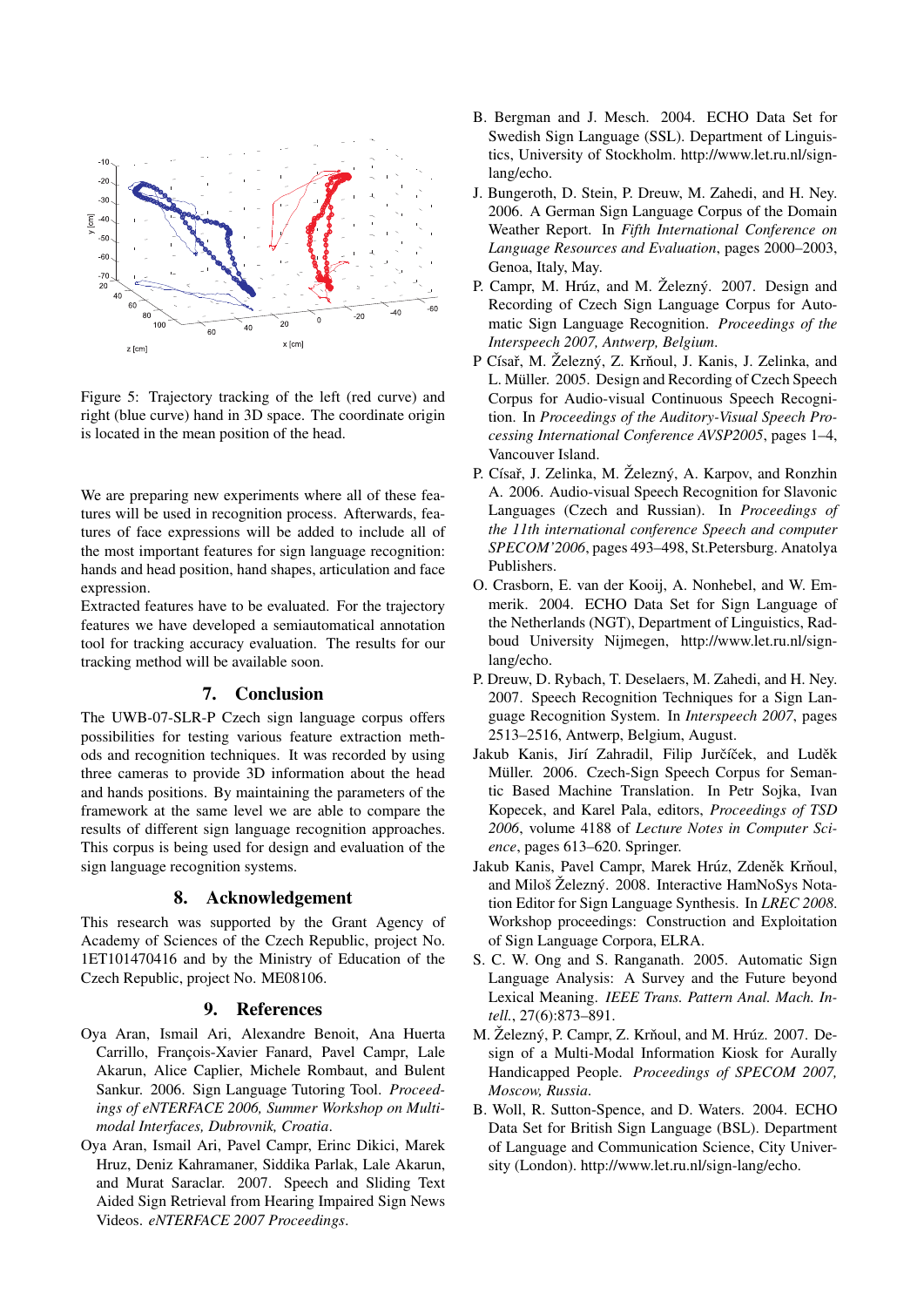-10
-20
-30
y [cm] -40
-50
-60
-70
20
40
60
80
100
z [cm]
60
40
20
0
-20
-40
-60
x [cm]

Figure 5: Trajectory tracking of the left (red curve) and right (blue curve) hand in 3D space. The coordinate origin is located in the mean position of the head.

We are preparing new experiments where all of these features will be used in recognition process. Afterwards, features of face expressions will be added to include all of the most important features for sign language recognition: hands and head position, hand shapes, articulation and face expression.

Extracted features have to be evaluated. For the trajectory features we have developed a semiautomatical annotation tool for tracking accuracy evaluation. The results for our tracking method will be available soon.

## 7. Conclusion

The UWB-07-SLR-P Czech sign language corpus offers possibilities for testing various feature extraction methods and recognition techniques. It was recorded by using three cameras to provide 3D information about the head and hands positions. By maintaining the parameters of the framework at the same level we are able to compare the results of different sign language recognition approaches. This corpus is being used for design and evaluation of the sign language recognition systems.

## 8. Acknowledgement

This research was supported by the Grant Agency of Academy of Sciences of the Czech Republic, project No. 1ET101470416 and by the Ministry of Education of the Czech Republic, project No. ME08106.

## 9. References

Oya Aran, Ismail Ari, Alexandre Benoit, Ana Huerta Carrillo, François-Xavier Fanard, Pavel Campr, Lale Akarun, Alice Caplier, Michele Rombaut, and Bulent Sankur. 2006. Sign Language Tutoring Tool. *Proceedings of eNTERFACE 2006, Summer Workshop on Multimodal Interfaces, Dubrovnik, Croatia*.

Oya Aran, Ismail Ari, Pavel Campr, Erinc Dikici, Marek Hruz, Deniz Kahramaner, Siddika Parlak, Lale Akarun, and Murat Saraclar. 2007. Speech and Sliding Text Aided Sign Retrieval from Hearing Impaired Sign News Videos. *eNTERFACE 2007 Proceedings*.

B. Bergman and J. Mesch. 2004. ECHO Data Set for Swedish Sign Language (SSL). Department of Linguistics, University of Stockholm. http://www.let.ru.nl/sign-lang/echo.

J. Bungeroth, D. Stein, P. Dreuw, M. Zahedi, and H. Ney. 2006. A German Sign Language Corpus of the Domain Weather Report. In *Fifth International Conference on Language Resources and Evaluation*, pages 2000–2003, Genoa, Italy, May.

P. Campr, M. Hrúz, and M. Železný. 2007. Design and Recording of Czech Sign Language Corpus for Automatic Sign Language Recognition. *Proceedings of the Interspeech 2007, Antwerp, Belgium*.

P Císař, M. Železný, Z. Krňoul, J. Kanis, J. Zelinka, and L. Müller. 2005. Design and Recording of Czech Speech Corpus for Audio-visual Continuous Speech Recognition. In *Proceedings of the Auditory-Visual Speech Processing International Conference AVSP2005*, pages 1–4, Vancouver Island.

P. Císař, J. Zelinka, M. Železný, A. Karpov, and Ronzhin A. 2006. Audio-visual Speech Recognition for Slavonic Languages (Czech and Russian). In *Proceedings of the 11th international conference Speech and computer SPECOM'2006*, pages 493–498, St.Petersburg. Anatolya Publishers.

O. Crasborn, E. van der Kooij, A. Nonhebel, and W. Emmerik. 2004. ECHO Data Set for Sign Language of the Netherlands (NGT), Department of Linguistics, Radboud University Nijmegen, http://www.let.ru.nl/sign-lang/echo.

P. Dreuw, D. Rybach, T. Deselaers, M. Zahedi, and H. Ney. 2007. Speech Recognition Techniques for a Sign Language Recognition System. In *Interspeech 2007*, pages 2513–2516, Antwerp, Belgium, August.

Jakub Kanis, Jirí Zahradil, Filip Jurčíček, and Luděk Müller. 2006. Czech-Sign Speech Corpus for Semantic Based Machine Translation. In Petr Sojka, Ivan Kopecek, and Karel Pala, editors, *Proceedings of TSD 2006*, volume 4188 of *Lecture Notes in Computer Science*, pages 613–620. Springer.

Jakub Kanis, Pavel Campr, Marek Hrúz, Zdeněk Krňoul, and Miloš Železný. 2008. Interactive HamNoSys Notation Editor for Sign Language Synthesis. In *LREC 2008*. Workshop proceedings: Construction and Exploitation of Sign Language Corpora, ELRA.

S. C. W. Ong and S. Ranganath. 2005. Automatic Sign Language Analysis: A Survey and the Future beyond Lexical Meaning. *IEEE Trans. Pattern Anal. Mach. Intell.*, 27(6):873–891.

M. Železný, P. Campr, Z. Krňoul, and M. Hrúz. 2007. Design of a Multi-Modal Information Kiosk for Aurally Handicapped People. *Proceedings of SPECOM 2007, Moscow, Russia*.

B. Woll, R. Sutton-Spence, and D. Waters. 2004. ECHO Data Set for British Sign Language (BSL). Department of Language and Communication Science, City University (London). http://www.let.ru.nl/sign-lang/echo.